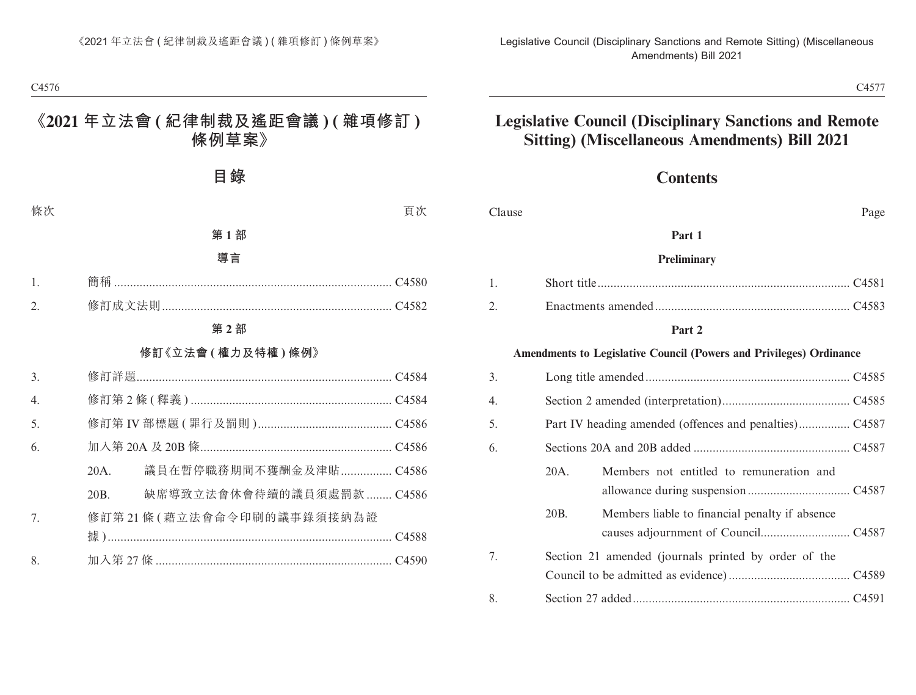# 《2021 年立法會 (紀律制裁及遙距會議) (雜項修訂) 條例草案》

## 目錄

| 條次 | | 頁次 |
|---|---|---|
| | **第 1 部** | |
| | **導言** | |
| 1. | 簡稱 | C4580 |
| 2. | 修訂成文法則 | C4582 |
| | **第 2 部** | |
| | **修訂《立法會 (權力及特權) 條例》** | |
| 3. | 修訂詳題 | C4584 |
| 4. | 修訂第 2 條 (釋義) | C4584 |
| 5. | 修訂第 IV 部標題 (罪行及罰則) | C4586 |
| 6. | 加入第 20A 及 20B 條 | C4586 |
| | 20A. 議員在暫停職務期間不獲酬金及津貼 | C4586 |
| | 20B. 缺席導致立法會休會待續的議員須處罰款 | C4586 |
| 7. | 修訂第 21 條 (藉立法會命令印刷的議事錄須接納為證據) | C4588 |
| 8. | 加入第 27 條 | C4590 |

# Legislative Council (Disciplinary Sanctions and Remote Sitting) (Miscellaneous Amendments) Bill 2021

## Contents

| Clause | | Page |
|---|---|---|
| | **Part 1** | |
| | **Preliminary** | |
| 1. | Short title | C4581 |
| 2. | Enactments amended | C4583 |
| | **Part 2** | |
| | **Amendments to Legislative Council (Powers and Privileges) Ordinance** | |
| 3. | Long title amended | C4585 |
| 4. | Section 2 amended (interpretation) | C4585 |
| 5. | Part IV heading amended (offences and penalties) | C4587 |
| 6. | Sections 20A and 20B added | C4587 |
| | 20A. Members not entitled to remuneration and allowance during suspension | C4587 |
| | 20B. Members liable to financial penalty if absence causes adjournment of Council | C4587 |
| 7. | Section 21 amended (journals printed by order of the Council to be admitted as evidence) | C4589 |
| 8. | Section 27 added | C4591 |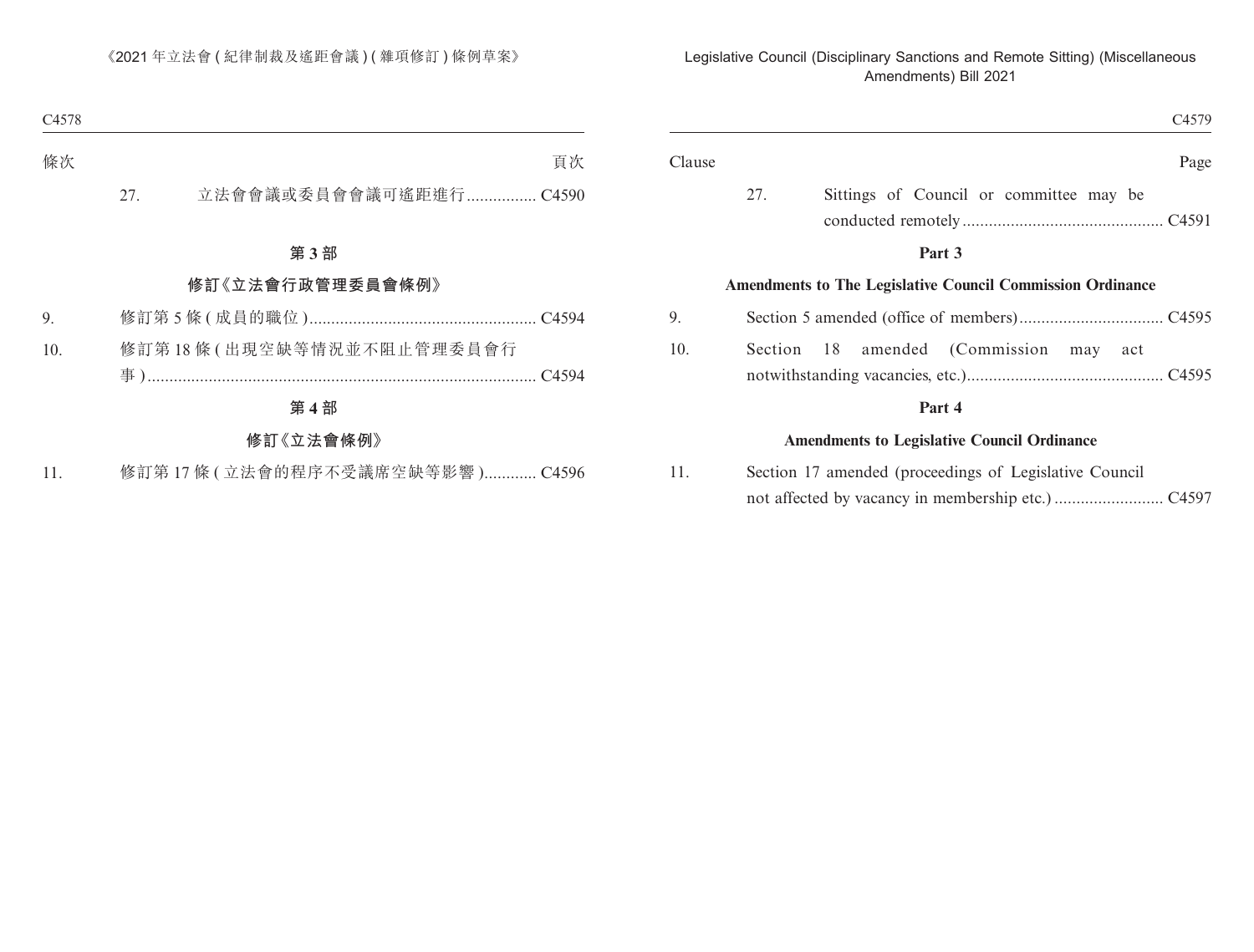| 條次 | | 頁次 |
|---|---|---|
| 27. | 立法會會議或委員會會議可遙距進行 | C4590 |

**第 3 部**

**修訂《立法會行政管理委員會條例》**

| | | |
|---|---|---|
| 9. | 修訂第 5 條 (成員的職位) | C4594 |
| 10. | 修訂第 18 條 (出現空缺等情況並不阻止管理委員會行事) | C4594 |

**第 4 部**

**修訂《立法會條例》**

| | | |
|---|---|---|
| 11. | 修訂第 17 條 (立法會的程序不受議席空缺等影響) | C4596 |

| Clause | | Page |
|---|---|---|
| 27. | Sittings of Council or committee may be conducted remotely | C4591 |

**Part 3**

**Amendments to The Legislative Council Commission Ordinance**

| | | |
|---|---|---|
| 9. | Section 5 amended (office of members) | C4595 |
| 10. | Section 18 amended (Commission may act notwithstanding vacancies, etc.) | C4595 |

**Part 4**

**Amendments to Legislative Council Ordinance**

| | | |
|---|---|---|
| 11. | Section 17 amended (proceedings of Legislative Council not affected by vacancy in membership etc.) | C4597 |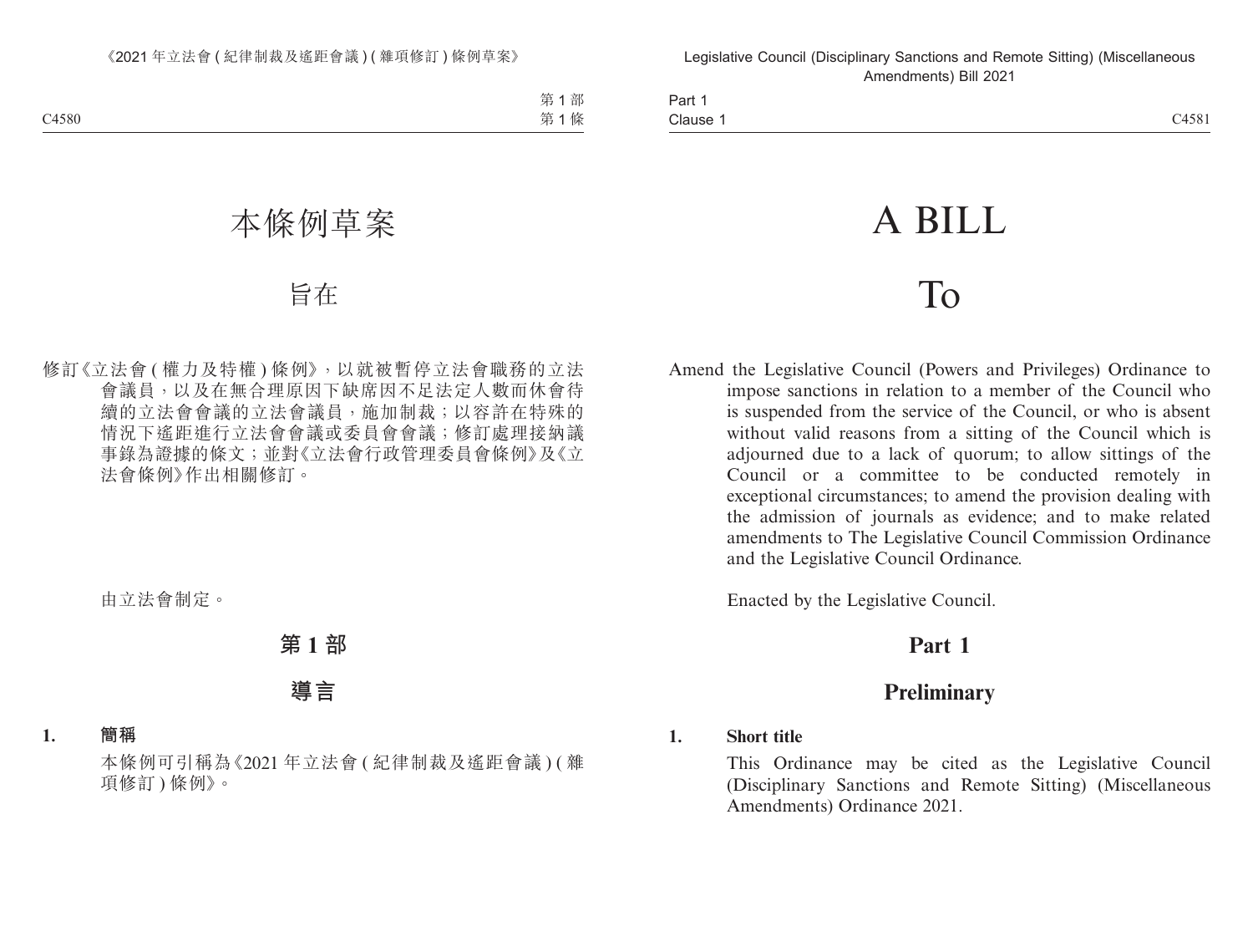# 本條例草案

## 旨在

修訂《立法會(權力及特權)條例》,以就被暫停立法會職務的立法會議員,以及在無合理原因下缺席因不足法定人數而休會待續的立法會會議的立法會議員,施加制裁;以容許在特殊的情況下遙距進行立法會會議或委員會會議;修訂處理接納議事錄為證據的條文;並對《立法會行政管理委員會條例》及《立法會條例》作出相關修訂。

由立法會制定。

## 第 1 部

## 導言

**1. 簡稱**

本條例可引稱為《2021 年立法會(紀律制裁及遙距會議)(雜項修訂)條例》。

# A BILL

## To

Amend the Legislative Council (Powers and Privileges) Ordinance to impose sanctions in relation to a member of the Council who is suspended from the service of the Council, or who is absent without valid reasons from a sitting of the Council which is adjourned due to a lack of quorum; to allow sittings of the Council or a committee to be conducted remotely in exceptional circumstances; to amend the provision dealing with the admission of journals as evidence; and to make related amendments to The Legislative Council Commission Ordinance and the Legislative Council Ordinance.

Enacted by the Legislative Council.

## Part 1

## Preliminary

**1. Short title**

This Ordinance may be cited as the Legislative Council (Disciplinary Sanctions and Remote Sitting) (Miscellaneous Amendments) Ordinance 2021.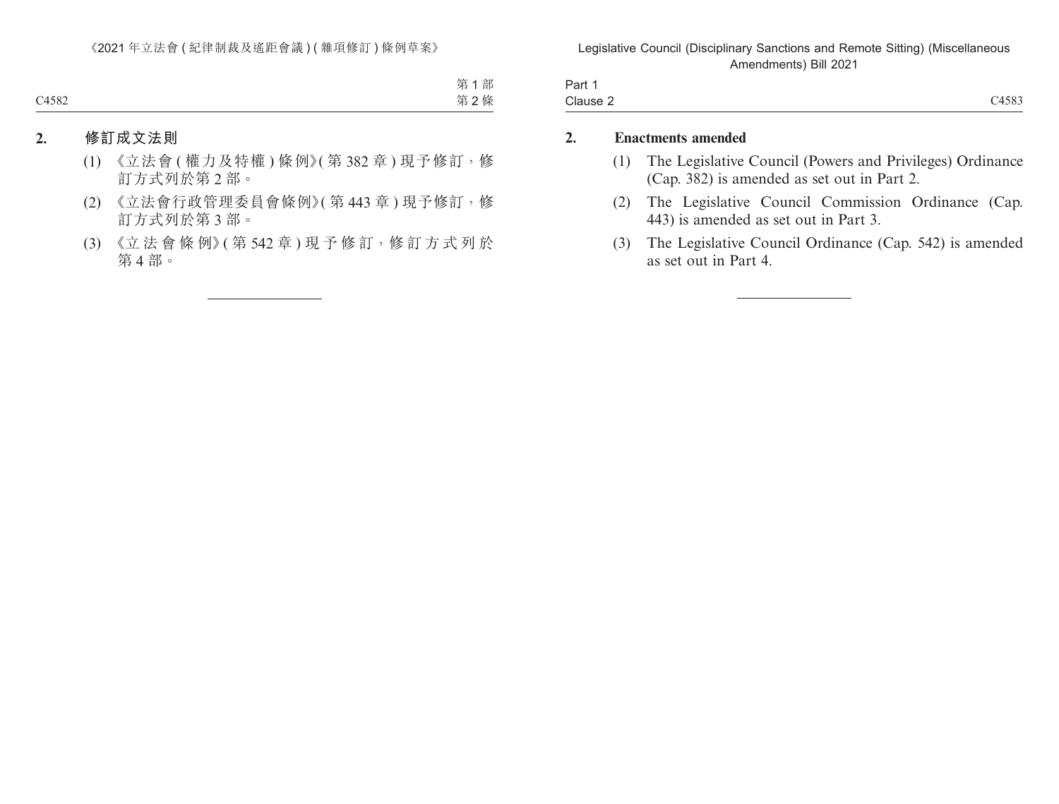## 2. 修訂成文法則

(1) 《立法會 (權力及特權) 條例》(第 382 章) 現予修訂，修訂方式列於第 2 部。

(2) 《立法會行政管理委員會條例》(第 443 章) 現予修訂，修訂方式列於第 3 部。

(3) 《立法會條例》(第 542 章) 現予修訂，修訂方式列於第 4 部。

---

## 2. Enactments amended

(1) The Legislative Council (Powers and Privileges) Ordinance (Cap. 382) is amended as set out in Part 2.

(2) The Legislative Council Commission Ordinance (Cap. 443) is amended as set out in Part 3.

(3) The Legislative Council Ordinance (Cap. 542) is amended as set out in Part 4.

---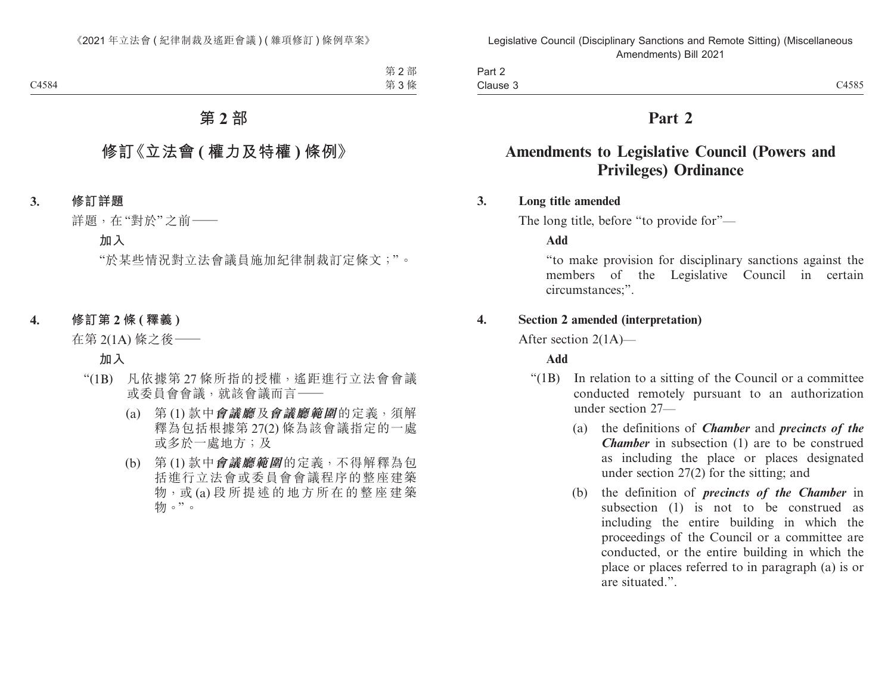# 第 2 部

## 修訂《立法會 ( 權力及特權 ) 條例》

**3. 修訂詳題**

詳題，在 "對於" 之前——

**加入**

"於某些情況對立法會議員施加紀律制裁訂定條文；"。

**4. 修訂第 2 條 ( 釋義 )**

在第 2(1A) 條之後——

**加入**

"(1B) 凡依據第 27 條所指的授權，遙距進行立法會會議或委員會會議，就該會議而言——

(a) 第 (1) 款中***會議廳***及***會議廳範圍***的定義，須解釋為包括根據第 27(2) 條為該會議指定的一處或多於一處地方；及

(b) 第 (1) 款中***會議廳範圍***的定義，不得解釋為包括進行立法會或委員會會議程序的整座建築物，或 (a) 段所提述的地方所在的整座建築物。"。

# Part 2

## Amendments to Legislative Council (Powers and Privileges) Ordinance

**3. Long title amended**

The long title, before "to provide for"—

**Add**

"to make provision for disciplinary sanctions against the members of the Legislative Council in certain circumstances;".

**4. Section 2 amended (interpretation)**

After section 2(1A)—

**Add**

"(1B) In relation to a sitting of the Council or a committee conducted remotely pursuant to an authorization under section 27—

(a) the definitions of ***Chamber*** and ***precincts of the Chamber*** in subsection (1) are to be construed as including the place or places designated under section 27(2) for the sitting; and

(b) the definition of ***precincts of the Chamber*** in subsection (1) is not to be construed as including the entire building in which the proceedings of the Council or a committee are conducted, or the entire building in which the place or places referred to in paragraph (a) is or are situated.".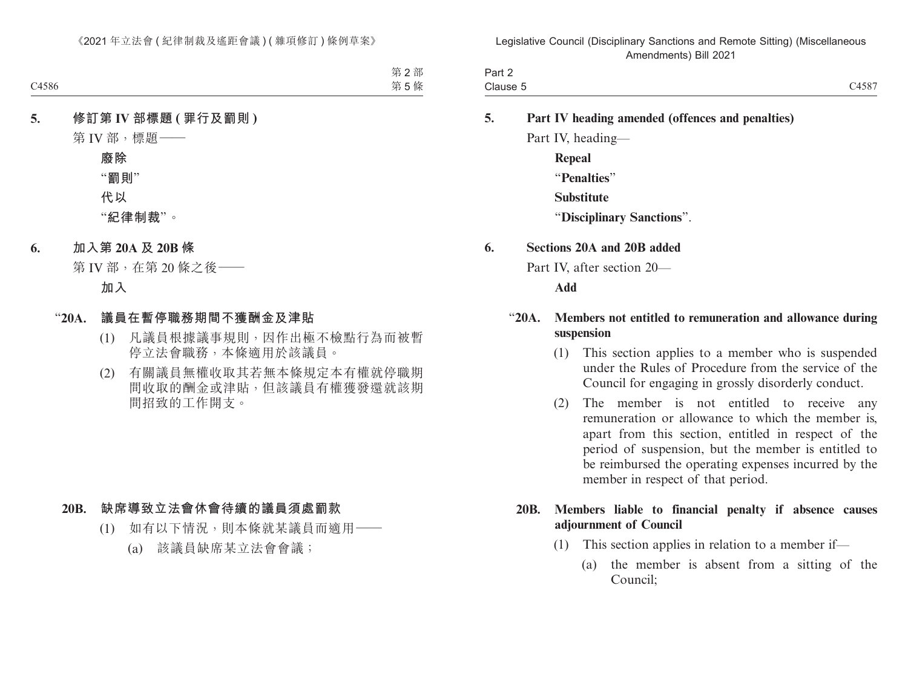**5. 修訂第 IV 部標題 (罪行及罰則)**

第 IV 部，標題——

**廢除**

“**罰則**”

**代以**

“**紀律制裁**”。

**6. 加入第 20A 及 20B 條**

第 IV 部，在第 20 條之後——

**加入**

“**20A. 議員在暫停職務期間不獲酬金及津貼**

(1) 凡議員根據議事規則，因作出極不檢點行為而被暫停立法會職務，本條適用於該議員。

(2) 有關議員無權收取其若無本條規定本有權就停職期間收取的酬金或津貼，但該議員有權獲發還就該期間招致的工作開支。

**20B. 缺席導致立法會休會待續的議員須處罰款**

(1) 如有以下情況，則本條就某議員而適用——

(a) 該議員缺席某立法會會議；

**5. Part IV heading amended (offences and penalties)**

Part IV, heading—

**Repeal**

“**Penalties**”

**Substitute**

“**Disciplinary Sanctions**”.

**6. Sections 20A and 20B added**

Part IV, after section 20—

**Add**

“**20A. Members not entitled to remuneration and allowance during suspension**

(1) This section applies to a member who is suspended under the Rules of Procedure from the service of the Council for engaging in grossly disorderly conduct.

(2) The member is not entitled to receive any remuneration or allowance to which the member is, apart from this section, entitled in respect of the period of suspension, but the member is entitled to be reimbursed the operating expenses incurred by the member in respect of that period.

**20B. Members liable to financial penalty if absence causes adjournment of Council**

(1) This section applies in relation to a member if—

(a) the member is absent from a sitting of the Council;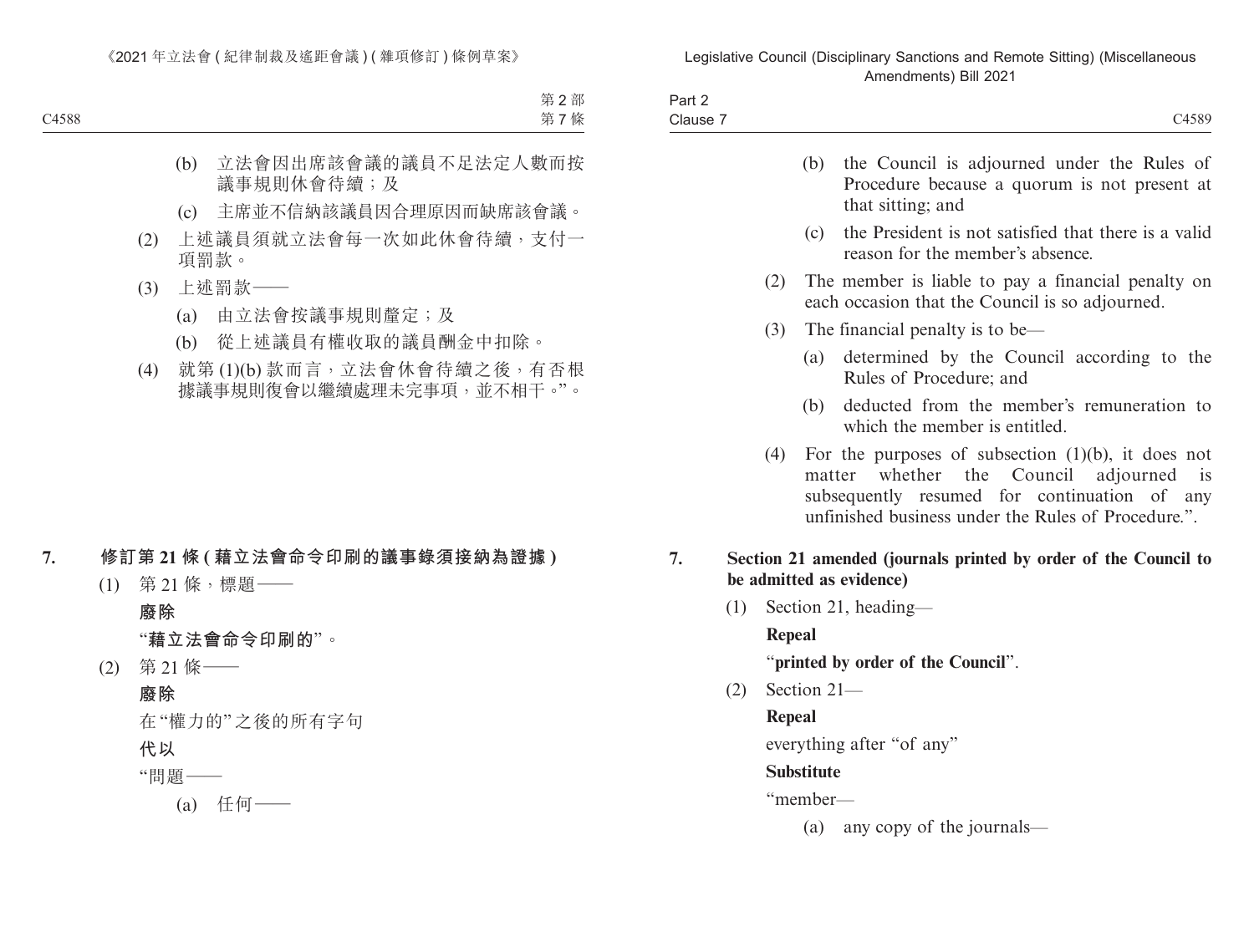(b) 立法會因出席該會議的議員不足法定人數而按議事規則休會待續；及

(c) 主席並不信納該議員因合理原因而缺席該會議。

(2) 上述議員須就立法會每一次如此休會待續，支付一項罰款。

(3) 上述罰款——

(a) 由立法會按議事規則釐定；及

(b) 從上述議員有權收取的議員酬金中扣除。

(4) 就第 (1)(b) 款而言，立法會休會待續之後，有否根據議事規則復會以繼續處理未完事項，並不相干。”。

**7. 修訂第 21 條 ( 藉立法會命令印刷的議事錄須接納為證據 )**

(1) 第 21 條，標題——

**廢除**

“**藉立法會命令印刷的**”。

(2) 第 21 條——

**廢除**

在“權力的”之後的所有字句

**代以**

“問題——

(a) 任何——

(b) the Council is adjourned under the Rules of Procedure because a quorum is not present at that sitting; and

(c) the President is not satisfied that there is a valid reason for the member's absence.

(2) The member is liable to pay a financial penalty on each occasion that the Council is so adjourned.

(3) The financial penalty is to be—

(a) determined by the Council according to the Rules of Procedure; and

(b) deducted from the member's remuneration to which the member is entitled.

(4) For the purposes of subsection (1)(b), it does not matter whether the Council adjourned is subsequently resumed for continuation of any unfinished business under the Rules of Procedure.”.

**7. Section 21 amended (journals printed by order of the Council to be admitted as evidence)**

(1) Section 21, heading—

**Repeal**

“**printed by order of the Council**”.

(2) Section 21—

**Repeal**

everything after “of any”

**Substitute**

“member—

(a) any copy of the journals—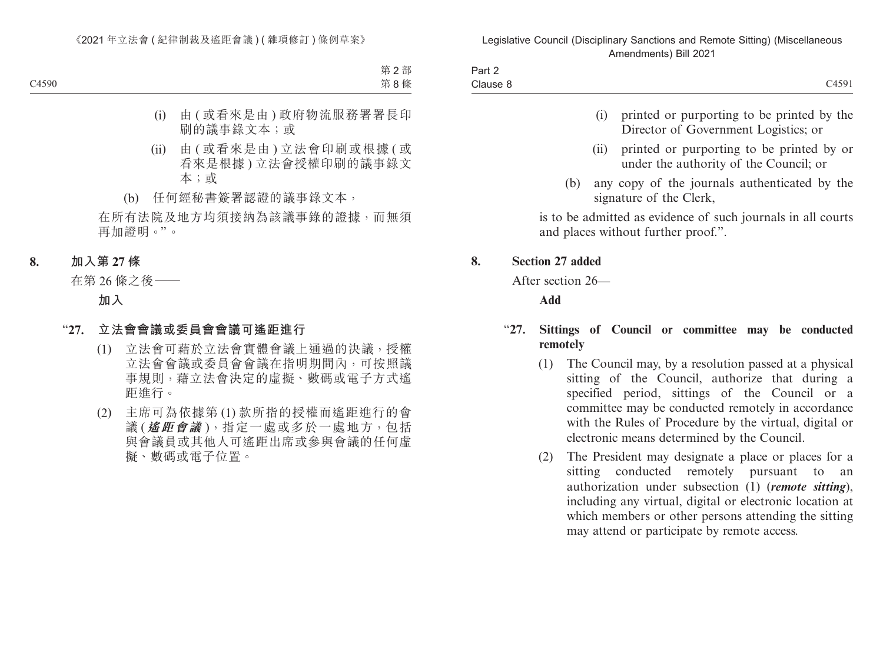(i) 由 (或看來是由) 政府物流服務署署長印刷的議事錄文本；或

(ii) 由 (或看來是由) 立法會印刷或根據 (或看來是根據) 立法會授權印刷的議事錄文本；或

(b) 任何經秘書簽署認證的議事錄文本，

在所有法院及地方均須接納為該議事錄的證據，而無須再加證明。”。

**8. 加入第 27 條**

在第 26 條之後——

**加入**

“**27. 立法會會議或委員會會議可遙距進行**

(1) 立法會可藉於立法會實體會議上通過的決議，授權立法會會議或委員會會議在指明期間內，可按照議事規則，藉立法會決定的虛擬、數碼或電子方式遙距進行。

(2) 主席可為依據第 (1) 款所指的授權而遙距進行的會議 (***遙距會議***)，指定一處或多於一處地方，包括與會議員或其他人可遙距出席或參與會議的任何虛擬、數碼或電子位置。

(i) printed or purporting to be printed by the Director of Government Logistics; or

(ii) printed or purporting to be printed by or under the authority of the Council; or

(b) any copy of the journals authenticated by the signature of the Clerk,

is to be admitted as evidence of such journals in all courts and places without further proof.”.

**8. Section 27 added**

After section 26—

**Add**

“**27. Sittings of Council or committee may be conducted remotely**

(1) The Council may, by a resolution passed at a physical sitting of the Council, authorize that during a specified period, sittings of the Council or a committee may be conducted remotely in accordance with the Rules of Procedure by the virtual, digital or electronic means determined by the Council.

(2) The President may designate a place or places for a sitting conducted remotely pursuant to an authorization under subsection (1) (***remote sitting***), including any virtual, digital or electronic location at which members or other persons attending the sitting may attend or participate by remote access.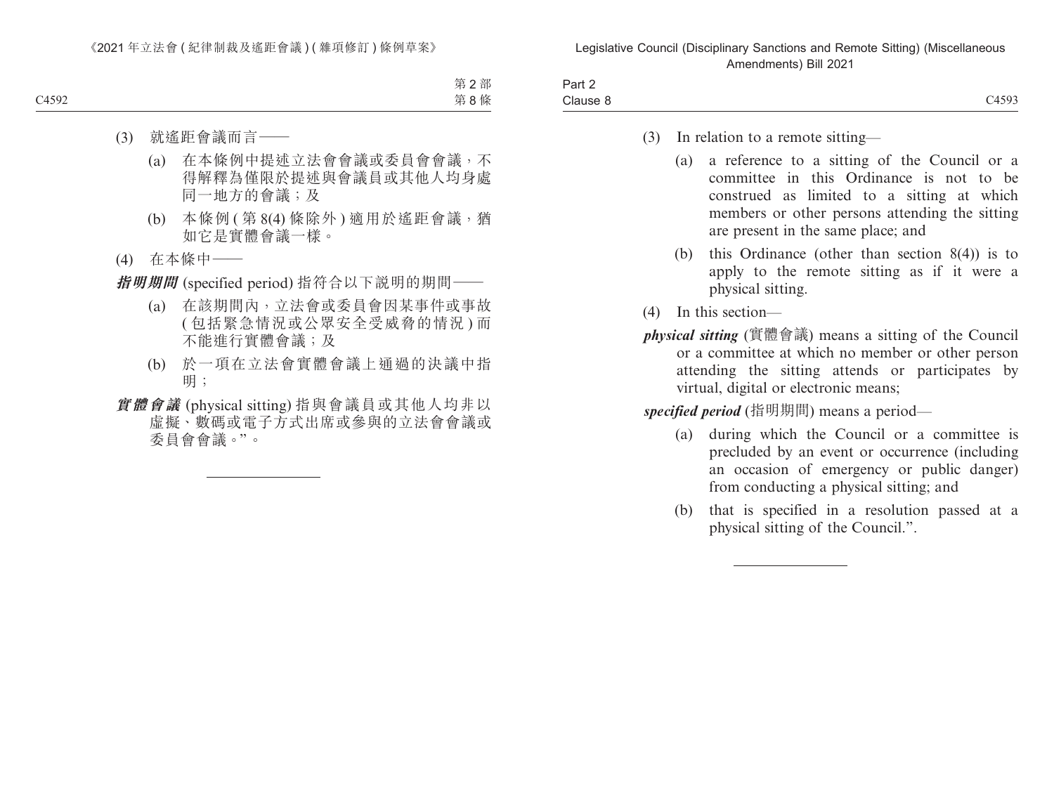(3) 就遙距會議而言——

(a) 在本條例中提述立法會會議或委員會會議，不得解釋為僅限於提述與會議員或其他人均身處同一地方的會議；及

(b) 本條例 (第 8(4) 條除外) 適用於遙距會議，猶如它是實體會議一樣。

(4) 在本條中——

***指明期間*** (specified period) 指符合以下說明的期間——

(a) 在該期間內，立法會或委員會因某事件或事故 (包括緊急情況或公眾安全受威脅的情況) 而不能進行實體會議；及

(b) 於一項在立法會實體會議上通過的決議中指明；

***實體會議*** (physical sitting) 指與會議員或其他人均非以虛擬、數碼或電子方式出席或參與的立法會會議或委員會會議。”。

---

(3) In relation to a remote sitting—

(a) a reference to a sitting of the Council or a committee in this Ordinance is not to be construed as limited to a sitting at which members or other persons attending the sitting are present in the same place; and

(b) this Ordinance (other than section 8(4)) is to apply to the remote sitting as if it were a physical sitting.

(4) In this section—

***physical sitting*** (實體會議) means a sitting of the Council or a committee at which no member or other person attending the sitting attends or participates by virtual, digital or electronic means;

***specified period*** (指明期間) means a period—

(a) during which the Council or a committee is precluded by an event or occurrence (including an occasion of emergency or public danger) from conducting a physical sitting; and

(b) that is specified in a resolution passed at a physical sitting of the Council.”.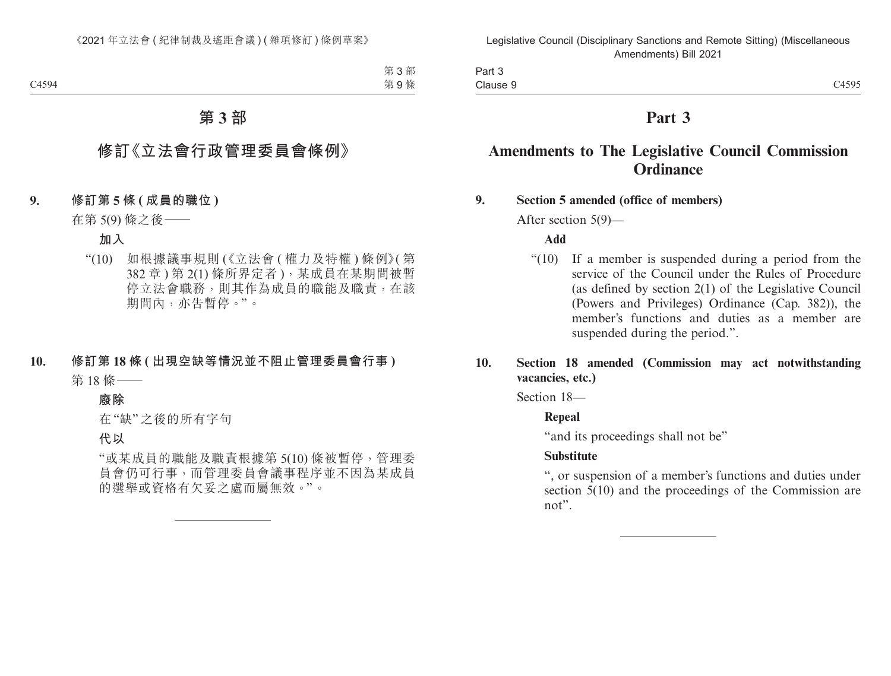# 第 3 部

## 修訂《立法會行政管理委員會條例》

**9. 修訂第 5 條 (成員的職位)**

在第 5(9) 條之後——

**加入**

“(10) 如根據議事規則 (《立法會 (權力及特權) 條例》(第 382 章) 第 2(1) 條所界定者)，某成員在某期間被暫停立法會職務，則其作為成員的職能及職責，在該期間內，亦告暫停。”。

**10. 修訂第 18 條 (出現空缺等情況並不阻止管理委員會行事)**

第 18 條——

**廢除**

在“缺”之後的所有字句

**代以**

“或某成員的職能及職責根據第 5(10) 條被暫停，管理委員會仍可行事，而管理委員會議事程序並不因為某成員的選舉或資格有欠妥之處而屬無效。”。

---

# Part 3

## Amendments to The Legislative Council Commission Ordinance

**9. Section 5 amended (office of members)**

After section 5(9)—

**Add**

“(10) If a member is suspended during a period from the service of the Council under the Rules of Procedure (as defined by section 2(1) of the Legislative Council (Powers and Privileges) Ordinance (Cap. 382)), the member’s functions and duties as a member are suspended during the period.”.

**10. Section 18 amended (Commission may act notwithstanding vacancies, etc.)**

Section 18—

**Repeal**

“and its proceedings shall not be”

**Substitute**

“, or suspension of a member’s functions and duties under section 5(10) and the proceedings of the Commission are not”.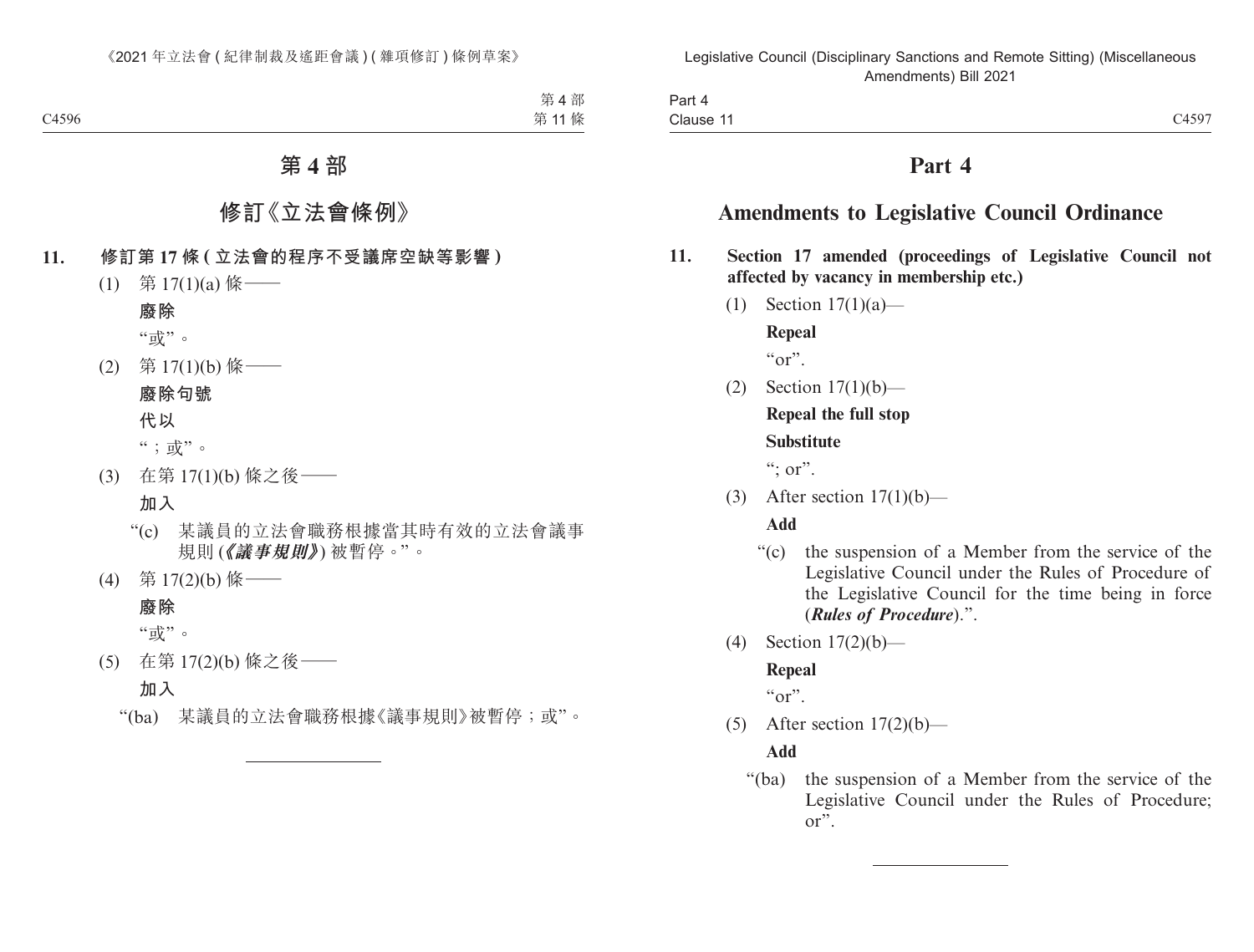# 第 4 部

## 修訂《立法會條例》

**11. 修訂第 17 條 (立法會的程序不受議席空缺等影響)**

(1) 第 17(1)(a) 條——

**廢除**

“或”。

(2) 第 17(1)(b) 條——

**廢除句號**

**代以**

“；或”。

(3) 在第 17(1)(b) 條之後——

**加入**

“(c) 某議員的立法會職務根據當其時有效的立法會議事規則 (***《議事規則》***) 被暫停。”。

(4) 第 17(2)(b) 條——

**廢除**

“或”。

(5) 在第 17(2)(b) 條之後——

**加入**

“(ba) 某議員的立法會職務根據《議事規則》被暫停；或”。

# Part 4

## Amendments to Legislative Council Ordinance

**11. Section 17 amended (proceedings of Legislative Council not affected by vacancy in membership etc.)**

(1) Section 17(1)(a)—

**Repeal**

“or”.

(2) Section 17(1)(b)—

**Repeal the full stop**

**Substitute**

“; or”.

(3) After section 17(1)(b)—

**Add**

“(c) the suspension of a Member from the service of the Legislative Council under the Rules of Procedure of the Legislative Council for the time being in force (***Rules of Procedure***).”.

(4) Section 17(2)(b)—

**Repeal**

“or”.

(5) After section 17(2)(b)—

**Add**

“(ba) the suspension of a Member from the service of the Legislative Council under the Rules of Procedure; or”.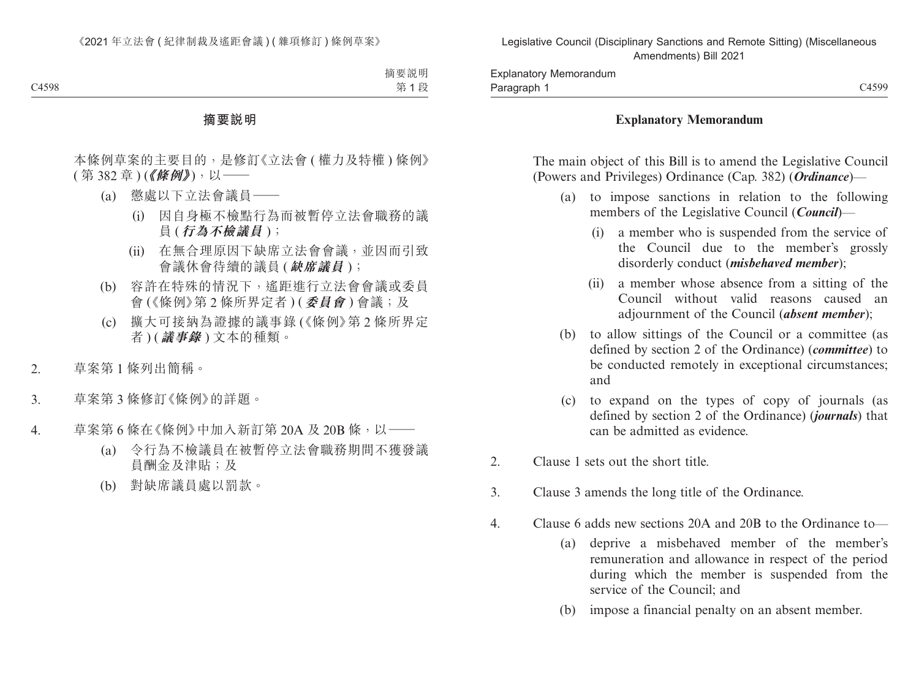## 摘要説明

本條例草案的主要目的，是修訂《立法會 (權力及特權) 條例》(第 382 章) (***《條例》***)，以——

(a) 懲處以下立法會議員——

(i) 因自身極不檢點行為而被暫停立法會職務的議員 (***行為不檢議員***)；

(ii) 在無合理原因下缺席立法會會議，並因而引致會議休會待續的議員 (***缺席議員***)；

(b) 容許在特殊的情況下，遙距進行立法會會議或委員會 (《條例》第 2 條所界定者) (***委員會***) 會議；及

(c) 擴大可接納為證據的議事錄 (《條例》第 2 條所界定者) (***議事錄***) 文本的種類。

2. 草案第 1 條列出簡稱。

3. 草案第 3 條修訂《條例》的詳題。

4. 草案第 6 條在《條例》中加入新訂第 20A 及 20B 條，以——

(a) 令行為不檢議員在被暫停立法會職務期間不獲發議員酬金及津貼；及

(b) 對缺席議員處以罰款。

## Explanatory Memorandum

The main object of this Bill is to amend the Legislative Council (Powers and Privileges) Ordinance (Cap. 382) (***Ordinance***)—

(a) to impose sanctions in relation to the following members of the Legislative Council (***Council***)—

(i) a member who is suspended from the service of the Council due to the member's grossly disorderly conduct (***misbehaved member***);

(ii) a member whose absence from a sitting of the Council without valid reasons caused an adjournment of the Council (***absent member***);

(b) to allow sittings of the Council or a committee (as defined by section 2 of the Ordinance) (***committee***) to be conducted remotely in exceptional circumstances; and

(c) to expand on the types of copy of journals (as defined by section 2 of the Ordinance) (***journals***) that can be admitted as evidence.

2. Clause 1 sets out the short title.

3. Clause 3 amends the long title of the Ordinance.

4. Clause 6 adds new sections 20A and 20B to the Ordinance to—

(a) deprive a misbehaved member of the member's remuneration and allowance in respect of the period during which the member is suspended from the service of the Council; and

(b) impose a financial penalty on an absent member.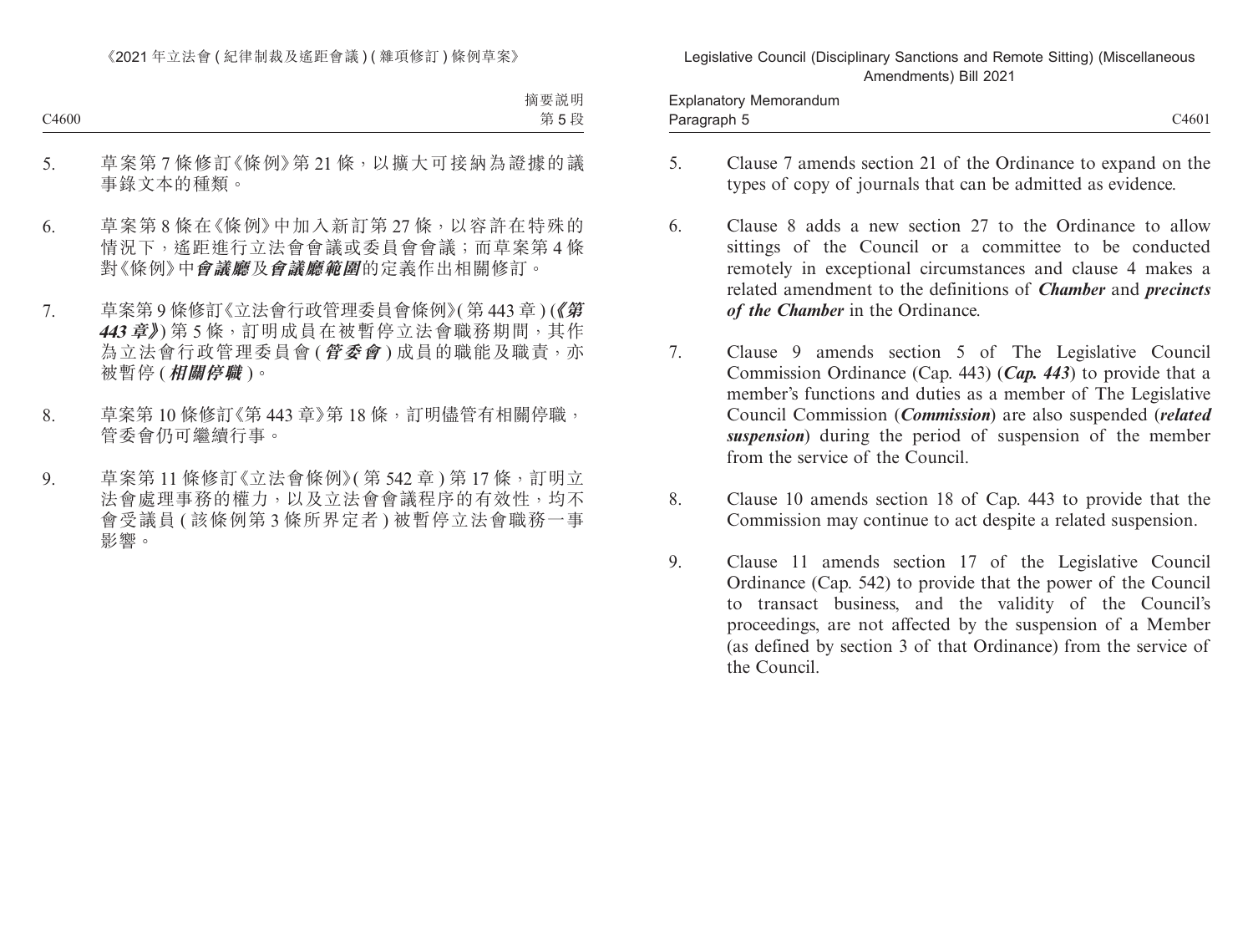5. 草案第 7 條修訂《條例》第 21 條，以擴大可接納為證據的議事錄文本的種類。

6. 草案第 8 條在《條例》中加入新訂第 27 條，以容許在特殊的情況下，遙距進行立法會會議或委員會會議；而草案第 4 條對《條例》中***會議廳***及***會議廳範圍***的定義作出相關修訂。

7. 草案第 9 條修訂《立法會行政管理委員會條例》(第 443 章) (***《第 443 章》***) 第 5 條，訂明成員在被暫停立法會職務期間，其作為立法會行政管理委員會 (***管委會***) 成員的職能及職責，亦被暫停 (***相關停職***)。

8. 草案第 10 條修訂《第 443 章》第 18 條，訂明儘管有相關停職，管委會仍可繼續行事。

9. 草案第 11 條修訂《立法會條例》(第 542 章) 第 17 條，訂明立法會處理事務的權力，以及立法會會議程序的有效性，均不會受議員 (該條例第 3 條所界定者) 被暫停立法會職務一事影響。

5. Clause 7 amends section 21 of the Ordinance to expand on the types of copy of journals that can be admitted as evidence.

6. Clause 8 adds a new section 27 to the Ordinance to allow sittings of the Council or a committee to be conducted remotely in exceptional circumstances and clause 4 makes a related amendment to the definitions of ***Chamber*** and ***precincts of the Chamber*** in the Ordinance.

7. Clause 9 amends section 5 of The Legislative Council Commission Ordinance (Cap. 443) (***Cap. 443***) to provide that a member's functions and duties as a member of The Legislative Council Commission (***Commission***) are also suspended (***related suspension***) during the period of suspension of the member from the service of the Council.

8. Clause 10 amends section 18 of Cap. 443 to provide that the Commission may continue to act despite a related suspension.

9. Clause 11 amends section 17 of the Legislative Council Ordinance (Cap. 542) to provide that the power of the Council to transact business, and the validity of the Council's proceedings, are not affected by the suspension of a Member (as defined by section 3 of that Ordinance) from the service of the Council.